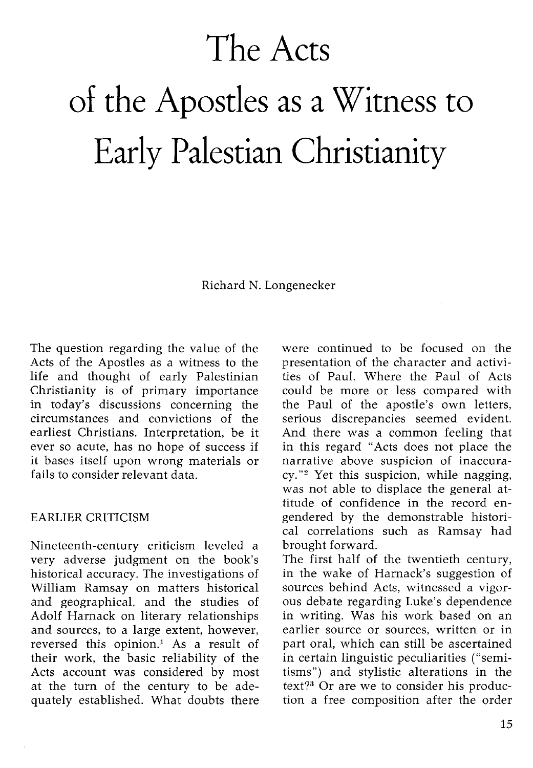# The Acts of the Apostles as a Witness to Early Palestian Christianity

Richard N. Longenecker

The question regarding the value of the Acts of the Apostles as a witness to the life and thought of early Palestinian Christianity is of primary importance in today's discussions concerning the circumstances and convictions of the earliest Christians. Interpretation, be it ever so acute, has no hope of success if it bases itself upon wrong materials or fails to consider relevant data.

## EARLIER CRITICISM

Nineteenth-century criticism leveled a very adverse judgment on the book's historical accuracy. The investigations of William Ramsay on matters historical and geographical, and the studies of Adolf Harnack on literary relationships and sources, to a large extent, however, reversed this opinion.[1] As a result of their work, the basic reliability of the Acts account was considered by most at the turn of the century to be adequately established. What doubts there were continued to be focused on the presentation of the character and activities of Paul. Where the Paul of Acts could be more or less compared with the Paul of the apostle's own letters, serious discrepancies seemed evident. And there was a common feeling that in this regard "Acts does not place the narrative above suspicion of inaccuracy."[2] Yet this suspicion, while nagging, was not able to displace the general attitude of confidence in the record engendered by the demonstrable historical correlations such as Ramsay had brought forward.

The first half of the twentieth century, in the wake of Harnack's suggestion of sources behind Acts, witnessed a vigorous debate regarding Luke's dependence in writing. Was his work based on an earlier source or sources, written or in part oral, which can still be ascertained in certain linguistic peculiarities ("semitisms") and stylistic alterations in the text?[3] Or are we to consider his production a free composition after the order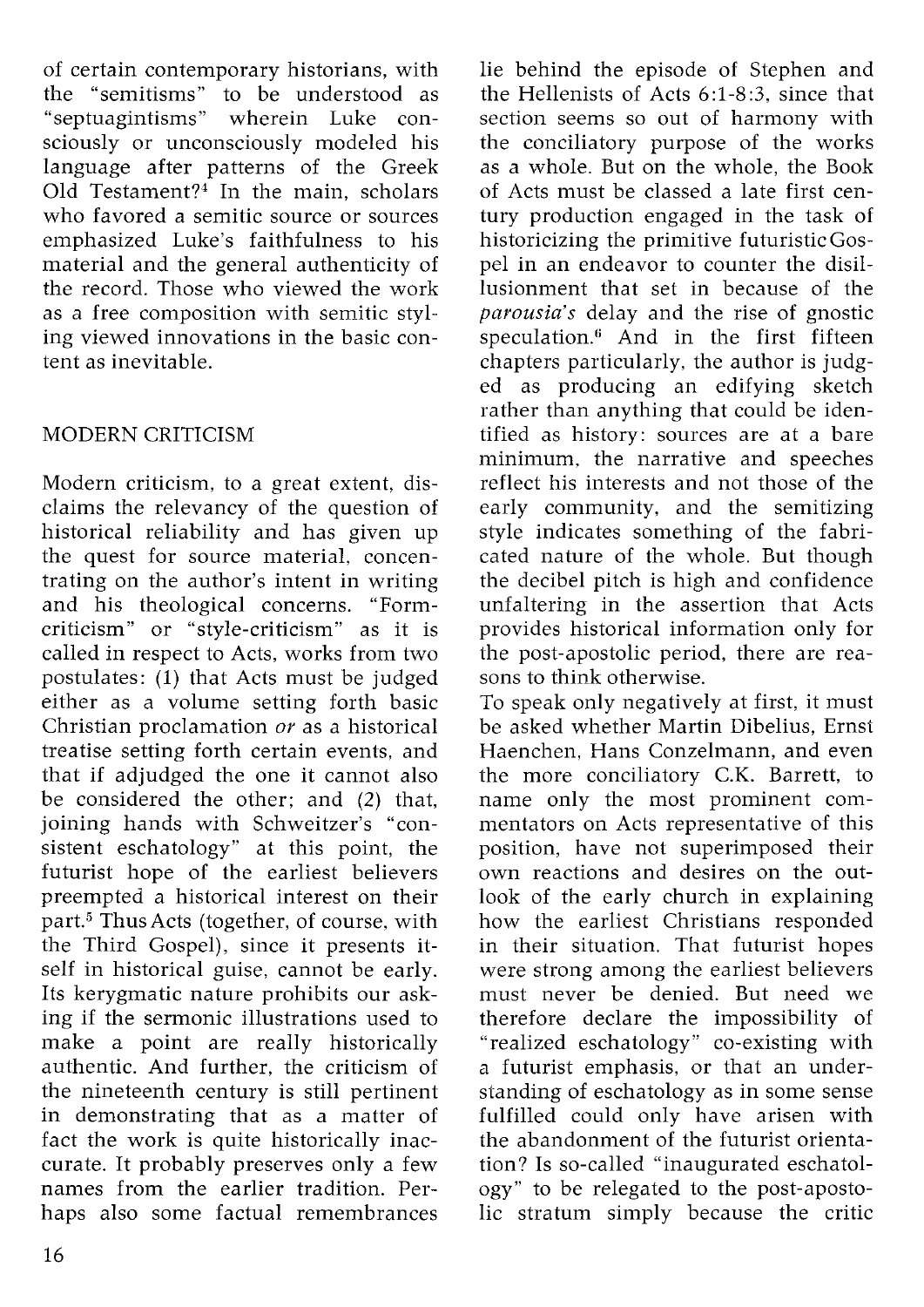of certain contemporary historians, with the "semitisms" to be understood as "septuagintisms" wherein Luke consciously or unconsciously modeled his language after patterns of the Greek Old Testament?[4] In the main, scholars who favored a semitic source or sources emphasized Luke's faithfulness to his material and the general authenticity of the record. Those who viewed the work as a free composition with semitic styling viewed innovations in the basic content as inevitable.

## MODERN CRITICISM

Modern criticism, to a great extent, disclaims the relevancy of the question of historical reliability and has given up the quest for source material, concentrating on the author's intent in writing and his theological concerns. "Form-criticism" or "style-criticism" as it is called in respect to Acts, works from two postulates: (1) that Acts must be judged either as a volume setting forth basic Christian proclamation *or* as a historical treatise setting forth certain events, and that if adjudged the one it cannot also be considered the other; and (2) that, joining hands with Schweitzer's "consistent eschatology" at this point, the futurist hope of the earliest believers preempted a historical interest on their part.[5] Thus Acts (together, of course, with the Third Gospel), since it presents itself in historical guise, cannot be early. Its kerygmatic nature prohibits our asking if the sermonic illustrations used to make a point are really historically authentic. And further, the criticism of the nineteenth century is still pertinent in demonstrating that as a matter of fact the work is quite historically inaccurate. It probably preserves only a few names from the earlier tradition. Perhaps also some factual remembrances lie behind the episode of Stephen and the Hellenists of Acts 6:1-8:3, since that section seems so out of harmony with the conciliatory purpose of the works as a whole. But on the whole, the Book of Acts must be classed a late first century production engaged in the task of historicizing the primitive futuristic Gospel in an endeavor to counter the disillusionment that set in because of the *parousia's* delay and the rise of gnostic speculation.[6] And in the first fifteen chapters particularly, the author is judged as producing an edifying sketch rather than anything that could be identified as history: sources are at a bare minimum, the narrative and speeches reflect his interests and not those of the early community, and the semitizing style indicates something of the fabricated nature of the whole. But though the decibel pitch is high and confidence unfaltering in the assertion that Acts provides historical information only for the post-apostolic period, there are reasons to think otherwise.

To speak only negatively at first, it must be asked whether Martin Dibelius, Ernst Haenchen, Hans Conzelmann, and even the more conciliatory C.K. Barrett, to name only the most prominent commentators on Acts representative of this position, have not superimposed their own reactions and desires on the outlook of the early church in explaining how the earliest Christians responded in their situation. That futurist hopes were strong among the earliest believers must never be denied. But need we therefore declare the impossibility of "realized eschatology" co-existing with a futurist emphasis, or that an understanding of eschatology as in some sense fulfilled could only have arisen with the abandonment of the futurist orientation? Is so-called "inaugurated eschatology" to be relegated to the post-apostolic stratum simply because the critic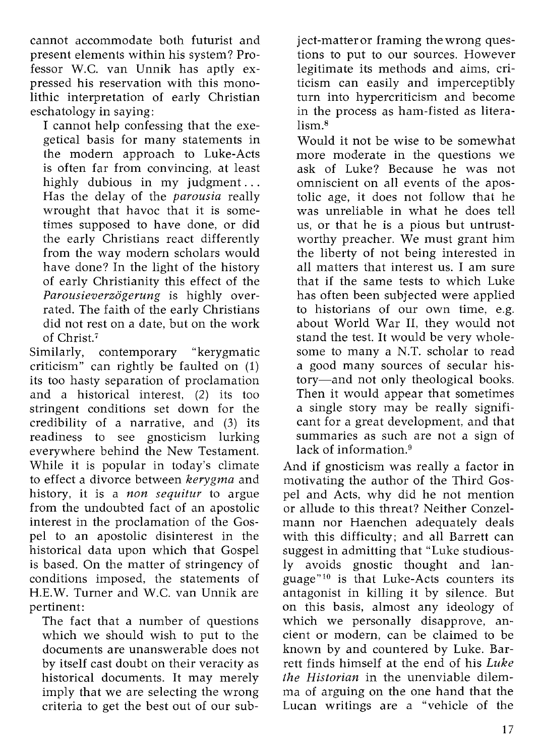cannot accommodate both futurist and present elements within his system? Professor W.C. van Unnik has aptly expressed his reservation with this monolithic interpretation of early Christian eschatology in saying:

> I cannot help confessing that the exegetical basis for many statements in the modern approach to Luke-Acts is often far from convincing, at least highly dubious in my judgment... Has the delay of the *parousia* really wrought that havoc that it is sometimes supposed to have done, or did the early Christians react differently from the way modern scholars would have done? In the light of the history of early Christianity this effect of the *Parousieverzögerung* is highly overrated. The faith of the early Christians did not rest on a date, but on the work of Christ.[7]

Similarly, contemporary "kerygmatic criticism" can rightly be faulted on (1) its too hasty separation of proclamation and a historical interest, (2) its too stringent conditions set down for the credibility of a narrative, and (3) its readiness to see gnosticism lurking everywhere behind the New Testament. While it is popular in today's climate to effect a divorce between *kerygma* and history, it is a *non sequitur* to argue from the undoubted fact of an apostolic interest in the proclamation of the Gospel to an apostolic disinterest in the historical data upon which that Gospel is based. On the matter of stringency of conditions imposed, the statements of H.E.W. Turner and W.C. van Unnik are pertinent:

> The fact that a number of questions which we should wish to put to the documents are unanswerable does not by itself cast doubt on their veracity as historical documents. It may merely imply that we are selecting the wrong criteria to get the best out of our subject-matter or framing the wrong questions to put to our sources. However legitimate its methods and aims, criticism can easily and imperceptibly turn into hypercriticism and become in the process as ham-fisted as literalism.[8]

> Would it not be wise to be somewhat more moderate in the questions we ask of Luke? Because he was not omniscient on all events of the apostolic age, it does not follow that he was unreliable in what he does tell us, or that he is a pious but untrustworthy preacher. We must grant him the liberty of not being interested in all matters that interest us. I am sure that if the same tests to which Luke has often been subjected were applied to historians of our own time, e.g. about World War II, they would not stand the test. It would be very wholesome to many a N.T. scholar to read a good many sources of secular history—and not only theological books. Then it would appear that sometimes a single story may be really significant for a great development, and that summaries as such are not a sign of lack of information.[9]

And if gnosticism was really a factor in motivating the author of the Third Gospel and Acts, why did he not mention or allude to this threat? Neither Conzelmann nor Haenchen adequately deals with this difficulty; and all Barrett can suggest in admitting that "Luke studiously avoids gnostic thought and language"[10] is that Luke-Acts counters its antagonist in killing it by silence. But on this basis, almost any ideology of which we personally disapprove, ancient or modern, can be claimed to be known by and countered by Luke. Barrett finds himself at the end of his *Luke the Historian* in the unenviable dilemma of arguing on the one hand that the Lucan writings are a "vehicle of the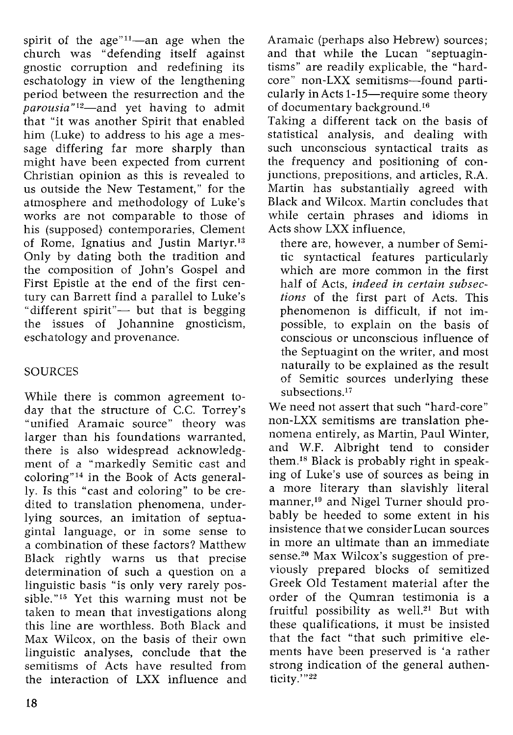spirit of the age"[11]—an age when the church was "defending itself against gnostic corruption and redefining its eschatology in view of the lengthening period between the resurrection and the *parousia*"[12]—and yet having to admit that "it was another Spirit that enabled him (Luke) to address to his age a message differing far more sharply than might have been expected from current Christian opinion as this is revealed to us outside the New Testament," for the atmosphere and methodology of Luke's works are not comparable to those of his (supposed) contemporaries, Clement of Rome, Ignatius and Justin Martyr.[13] Only by dating both the tradition and the composition of John's Gospel and First Epistle at the end of the first century can Barrett find a parallel to Luke's "different spirit"— but that is begging the issues of Johannine gnosticism, eschatology and provenance.

## SOURCES

While there is common agreement today that the structure of C.C. Torrey's "unified Aramaic source" theory was larger than his foundations warranted, there is also widespread acknowledgment of a "markedly Semitic cast and coloring"[14] in the Book of Acts generally. Is this "cast and coloring" to be credited to translation phenomena, underlying sources, an imitation of septuagintal language, or in some sense to a combination of these factors? Matthew Black rightly warns us that precise determination of such a question on a linguistic basis "is only very rarely possible."[15] Yet this warning must not be taken to mean that investigations along this line are worthless. Both Black and Max Wilcox, on the basis of their own linguistic analyses, conclude that the semitisms of Acts have resulted from the interaction of LXX influence and Aramaic (perhaps also Hebrew) sources; and that while the Lucan "septuagintisms" are readily explicable, the "hard-core" non-LXX semitisms—found particularly in Acts 1-15—require some theory of documentary background.[16]

Taking a different tack on the basis of statistical analysis, and dealing with such unconscious syntactical traits as the frequency and positioning of conjunctions, prepositions, and articles, R.A. Martin has substantially agreed with Black and Wilcox. Martin concludes that while certain phrases and idioms in Acts show LXX influence,

> there are, however, a number of Semitic syntactical features particularly which are more common in the first half of Acts, *indeed in certain subsections* of the first part of Acts. This phenomenon is difficult, if not impossible, to explain on the basis of conscious or unconscious influence of the Septuagint on the writer, and most naturally to be explained as the result of Semitic sources underlying these subsections.[17]

We need not assert that such "hard-core" non-LXX semitisms are translation phenomena entirely, as Martin, Paul Winter, and W.F. Albright tend to consider them.[18] Black is probably right in speaking of Luke's use of sources as being in a more literary than slavishly literal manner,[19] and Nigel Turner should probably be heeded to some extent in his insistence that we consider Lucan sources in more an ultimate than an immediate sense.[20] Max Wilcox's suggestion of previously prepared blocks of semitized Greek Old Testament material after the order of the Qumran testimonia is a fruitful possibility as well.[21] But with these qualifications, it must be insisted that the fact "that such primitive elements have been preserved is 'a rather strong indication of the general authenticity.'"[22]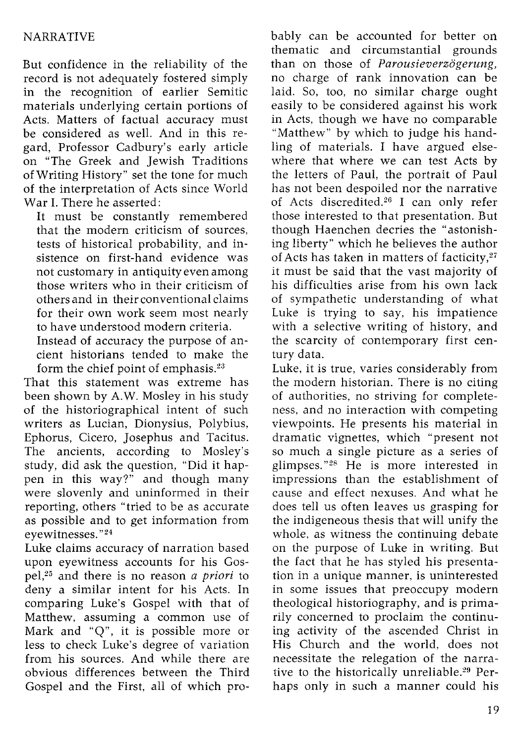## NARRATIVE

But confidence in the reliability of the record is not adequately fostered simply in the recognition of earlier Semitic materials underlying certain portions of Acts. Matters of factual accuracy must be considered as well. And in this regard, Professor Cadbury's early article on "The Greek and Jewish Traditions of Writing History" set the tone for much of the interpretation of Acts since World War I. There he asserted:

> It must be constantly remembered that the modern criticism of sources, tests of historical probability, and insistence on first-hand evidence was not customary in antiquity even among those writers who in their criticism of others and in their conventional claims for their own work seem most nearly to have understood modern criteria.
>
> Instead of accuracy the purpose of ancient historians tended to make the form the chief point of emphasis.[23]

That this statement was extreme has been shown by A.W. Mosley in his study of the historiographical intent of such writers as Lucian, Dionysius, Polybius, Ephorus, Cicero, Josephus and Tacitus. The ancients, according to Mosley's study, did ask the question, "Did it happen in this way?" and though many were slovenly and uninformed in their reporting, others "tried to be as accurate as possible and to get information from eyewitnesses."[24]

Luke claims accuracy of narration based upon eyewitness accounts for his Gospel,[25] and there is no reason *a priori* to deny a similar intent for his Acts. In comparing Luke's Gospel with that of Matthew, assuming a common use of Mark and "Q", it is possible more or less to check Luke's degree of variation from his sources. And while there are obvious differences between the Third Gospel and the First, all of which probably can be accounted for better on thematic and circumstantial grounds than on those of *Parousieverzögerung*, no charge of rank innovation can be laid. So, too, no similar charge ought easily to be considered against his work in Acts, though we have no comparable "Matthew" by which to judge his handling of materials. I have argued elsewhere that where we can test Acts by the letters of Paul, the portrait of Paul has not been despoiled nor the narrative of Acts discredited.[26] I can only refer those interested to that presentation. But though Haenchen decries the "astonishing liberty" which he believes the author of Acts has taken in matters of facticity,[27] it must be said that the vast majority of his difficulties arise from his own lack of sympathetic understanding of what Luke is trying to say, his impatience with a selective writing of history, and the scarcity of contemporary first century data.

Luke, it is true, varies considerably from the modern historian. There is no citing of authorities, no striving for completeness, and no interaction with competing viewpoints. He presents his material in dramatic vignettes, which "present not so much a single picture as a series of glimpses."[28] He is more interested in impressions than the establishment of cause and effect nexuses. And what he does tell us often leaves us grasping for the indigeneous thesis that will unify the whole, as witness the continuing debate on the purpose of Luke in writing. But the fact that he has styled his presentation in a unique manner, is uninterested in some issues that preoccupy modern theological historiography, and is primarily concerned to proclaim the continuing activity of the ascended Christ in His Church and the world, does not necessitate the relegation of the narrative to the historically unreliable.[29] Perhaps only in such a manner could his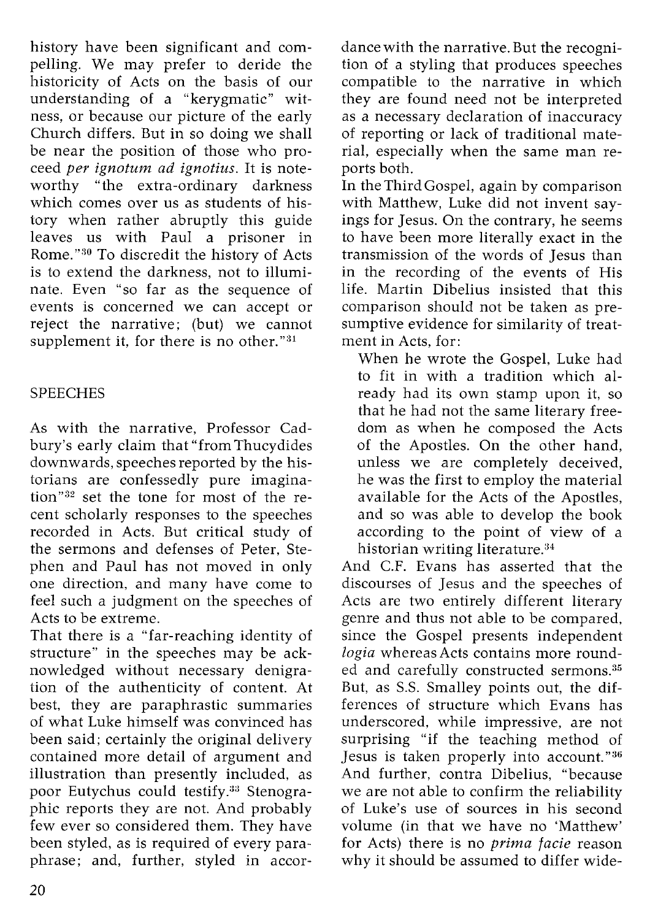history have been significant and compelling. We may prefer to deride the historicity of Acts on the basis of our understanding of a "kerygmatic" witness, or because our picture of the early Church differs. But in so doing we shall be near the position of those who proceed *per ignotum ad ignotius*. It is noteworthy "the extra-ordinary darkness which comes over us as students of history when rather abruptly this guide leaves us with Paul a prisoner in Rome."[30] To discredit the history of Acts is to extend the darkness, not to illuminate. Even "so far as the sequence of events is concerned we can accept or reject the narrative; (but) we cannot supplement it, for there is no other."[31]

## SPEECHES

As with the narrative, Professor Cadbury's early claim that "from Thucydides downwards, speeches reported by the historians are confessedly pure imagination"[32] set the tone for most of the recent scholarly responses to the speeches recorded in Acts. But critical study of the sermons and defenses of Peter, Stephen and Paul has not moved in only one direction, and many have come to feel such a judgment on the speeches of Acts to be extreme.

That there is a "far-reaching identity of structure" in the speeches may be acknowledged without necessary denigration of the authenticity of content. At best, they are paraphrastic summaries of what Luke himself was convinced has been said; certainly the original delivery contained more detail of argument and illustration than presently included, as poor Eutychus could testify.[33] Stenographic reports they are not. And probably few ever so considered them. They have been styled, as is required of every paraphrase; and, further, styled in accordance with the narrative. But the recognition of a styling that produces speeches compatible to the narrative in which they are found need not be interpreted as a necessary declaration of inaccuracy of reporting or lack of traditional material, especially when the same man reports both.

In the Third Gospel, again by comparison with Matthew, Luke did not invent sayings for Jesus. On the contrary, he seems to have been more literally exact in the transmission of the words of Jesus than in the recording of the events of His life. Martin Dibelius insisted that this comparison should not be taken as presumptive evidence for similarity of treatment in Acts, for:

> When he wrote the Gospel, Luke had to fit in with a tradition which already had its own stamp upon it, so that he had not the same literary freedom as when he composed the Acts of the Apostles. On the other hand, unless we are completely deceived, he was the first to employ the material available for the Acts of the Apostles, and so was able to develop the book according to the point of view of a historian writing literature.[34]

And C.F. Evans has asserted that the discourses of Jesus and the speeches of Acts are two entirely different literary genre and thus not able to be compared, since the Gospel presents independent *logia* whereas Acts contains more rounded and carefully constructed sermons.[35] But, as S.S. Smalley points out, the differences of structure which Evans has underscored, while impressive, are not surprising "if the teaching method of Jesus is taken properly into account."[36] And further, contra Dibelius, "because we are not able to confirm the reliability of Luke's use of sources in his second volume (in that we have no 'Matthew' for Acts) there is no *prima facie* reason why it should be assumed to differ wide-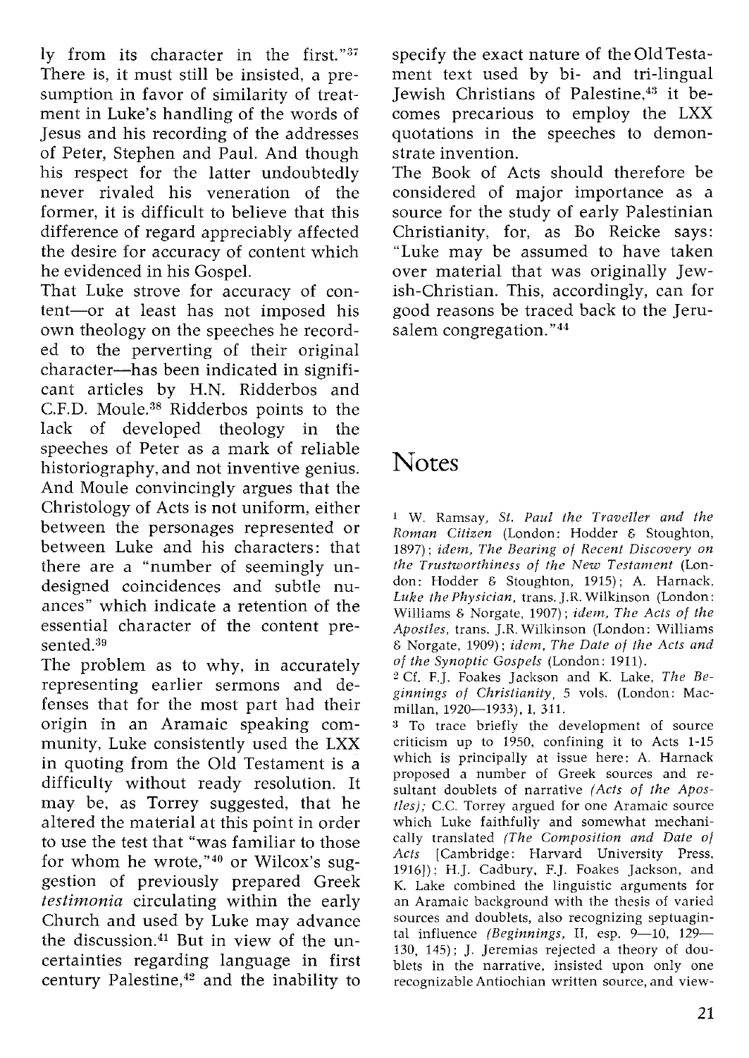ly from its character in the first."[37] There is, it must still be insisted, a presumption in favor of similarity of treatment in Luke's handling of the words of Jesus and his recording of the addresses of Peter, Stephen and Paul. And though his respect for the latter undoubtedly never rivaled his veneration of the former, it is difficult to believe that this difference of regard appreciably affected the desire for accuracy of content which he evidenced in his Gospel.

That Luke strove for accuracy of content—or at least has not imposed his own theology on the speeches he recorded to the perverting of their original character—has been indicated in significant articles by H.N. Ridderbos and C.F.D. Moule.[38] Ridderbos points to the lack of developed theology in the speeches of Peter as a mark of reliable historiography, and not inventive genius. And Moule convincingly argues that the Christology of Acts is not uniform, either between the personages represented or between Luke and his characters: that there are a "number of seemingly undesigned coincidences and subtle nuances" which indicate a retention of the essential character of the content presented.[39]

The problem as to why, in accurately representing earlier sermons and defenses that for the most part had their origin in an Aramaic speaking community, Luke consistently used the LXX in quoting from the Old Testament is a difficulty without ready resolution. It may be, as Torrey suggested, that he altered the material at this point in order to use the test that "was familiar to those for whom he wrote,"[40] or Wilcox's suggestion of previously prepared Greek *testimonia* circulating within the early Church and used by Luke may advance the discussion.[41] But in view of the uncertainties regarding language in first century Palestine,[42] and the inability to specify the exact nature of the Old Testament text used by bi- and tri-lingual Jewish Christians of Palestine,[43] it becomes precarious to employ the LXX quotations in the speeches to demonstrate invention.

The Book of Acts should therefore be considered of major importance as a source for the study of early Palestinian Christianity, for, as Bo Reicke says: "Luke may be assumed to have taken over material that was originally Jewish-Christian. This, accordingly, can for good reasons be traced back to the Jerusalem congregation."[44]

## Notes

1 W. Ramsay, *St. Paul the Traveller and the Roman Citizen* (London: Hodder & Stoughton, 1897); *idem, The Bearing of Recent Discovery on the Trustworthiness of the New Testament* (London: Hodder & Stoughton, 1915); A. Harnack, *Luke the Physician*, trans. J.R. Wilkinson (London: Williams & Norgate, 1907); *idem, The Acts of the Apostles*, trans. J.R. Wilkinson (London: Williams & Norgate, 1909); *idem, The Date of the Acts and of the Synoptic Gospels* (London: 1911).

2 Cf. F.J. Foakes Jackson and K. Lake, *The Beginnings of Christianity*, 5 vols. (London: Macmillan, 1920—1933), I, 311.

3 To trace briefly the development of source criticism up to 1950, confining it to Acts 1-15 which is principally at issue here: A. Harnack proposed a number of Greek sources and resultant doublets of narrative *(Acts of the Apostles)*; C.C. Torrey argued for one Aramaic source which Luke faithfully and somewhat mechanically translated *(The Composition and Date of Acts* [Cambridge: Harvard University Press, 1916]); H.J. Cadbury, F.J. Foakes Jackson, and K. Lake combined the linguistic arguments for an Aramaic background with the thesis of varied sources and doublets, also recognizing septuagintal influence *(Beginnings*, II, esp. 9—10, 129—130, 145); J. Jeremias rejected a theory of doublets in the narrative, insisted upon only one recognizable Antiochian written source, and view-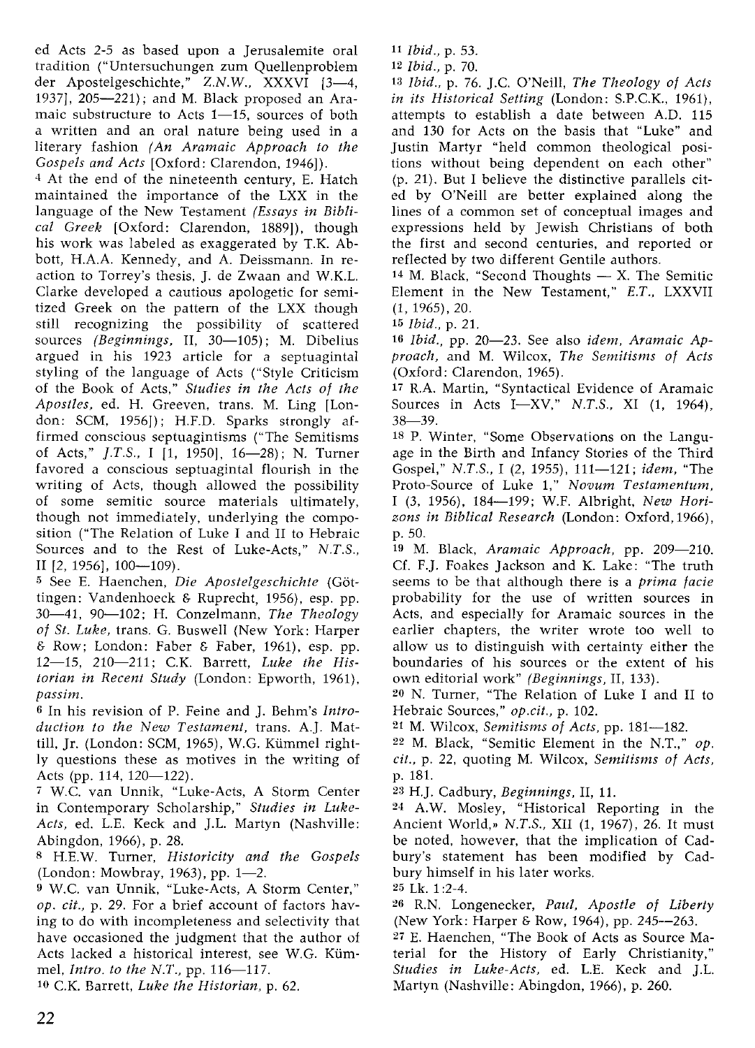ed Acts 2-5 as based upon a Jerusalemite oral tradition ("Untersuchungen zum Quellenproblem der Apostelgeschichte," *Z.N.W.*, XXXVI [3—4, 1937], 205—221); and M. Black proposed an Aramaic substructure to Acts 1—15, sources of both a written and an oral nature being used in a literary fashion *(An Aramaic Approach to the Gospels and Acts* [Oxford: Clarendon, 1946]).

[4] At the end of the nineteenth century, E. Hatch maintained the importance of the LXX in the language of the New Testament *(Essays in Biblical Greek* [Oxford: Clarendon, 1889]), though his work was labeled as exaggerated by T.K. Abbott, H.A.A. Kennedy, and A. Deissmann. In reaction to Torrey's thesis, J. de Zwaan and W.K.L. Clarke developed a cautious apologetic for semitized Greek on the pattern of the LXX though still recognizing the possibility of scattered sources *(Beginnings*, II, 30—105); M. Dibelius argued in his 1923 article for a septuagintal styling of the language of Acts ("Style Criticism of the Book of Acts," *Studies in the Acts of the Apostles*, ed. H. Greeven, trans. M. Ling [London: SCM, 1956]); H.F.D. Sparks strongly affirmed conscious septuagintisms ("The Semitisms of Acts," *J.T.S.*, I [1, 1950], 16—28); N. Turner favored a conscious septuagintal flourish in the writing of Acts, though allowed the possibility of some semitic source materials ultimately, though not immediately, underlying the composition ("The Relation of Luke I and II to Hebraic Sources and to the Rest of Luke-Acts," *N.T.S.*, II [2, 1956], 100—109).

[5] See E. Haenchen, *Die Apostelgeschichte* (Göttingen: Vandenhoeck & Ruprecht, 1956), esp. pp. 30—41, 90—102; H. Conzelmann, *The Theology of St. Luke*, trans. G. Buswell (New York: Harper & Row; London: Faber & Faber, 1961), esp. pp. 12—15, 210—211; C.K. Barrett, *Luke the Historian in Recent Study* (London: Epworth, 1961), *passim*.

[6] In his revision of P. Feine and J. Behm's *Introduction to the New Testament*, trans. A.J. Mattill, Jr. (London: SCM, 1965), W.G. Kümmel rightly questions these as motives in the writing of Acts (pp. 114, 120—122).

[7] W.C. van Unnik, "Luke-Acts, A Storm Center in Contemporary Scholarship," *Studies in Luke-Acts*, ed. L.E. Keck and J.L. Martyn (Nashville: Abingdon, 1966), p. 28.

[8] H.E.W. Turner, *Historicity and the Gospels* (London: Mowbray, 1963), pp. 1—2.

[9] W.C. van Unnik, "Luke-Acts, A Storm Center," *op. cit.*, p. 29. For a brief account of factors having to do with incompleteness and selectivity that have occasioned the judgment that the author of Acts lacked a historical interest, see W.G. Kümmel, *Intro. to the N.T.*, pp. 116—117.

[10] C.K. Barrett, *Luke the Historian*, p. 62.

[11] *Ibid.*, p. 53.

[12] *Ibid.*, p. 70.

[13] *Ibid.*, p. 76. J.C. O'Neill, *The Theology of Acts in its Historical Setting* (London: S.P.C.K., 1961), attempts to establish a date between A.D. 115 and 130 for Acts on the basis that "Luke" and Justin Martyr "held common theological positions without being dependent on each other" (p. 21). But I believe the distinctive parallels cited by O'Neill are better explained along the lines of a common set of conceptual images and expressions held by Jewish Christians of both the first and second centuries, and reported or reflected by two different Gentile authors.

[14] M. Black, "Second Thoughts — X. The Semitic Element in the New Testament," *E.T.*, LXXVII (1, 1965), 20.

[15] *Ibid.*, p. 21.

[16] *Ibid.*, pp. 20—23. See also *idem*, *Aramaic Approach*, and M. Wilcox, *The Semitisms of Acts* (Oxford: Clarendon, 1965).

[17] R.A. Martin, "Syntactical Evidence of Aramaic Sources in Acts I—XV," *N.T.S.*, XI (1, 1964), 38—39.

[18] P. Winter, "Some Observations on the Language in the Birth and Infancy Stories of the Third Gospel," *N.T.S.*, I (2, 1955), 111—121; *idem*, "The Proto-Source of Luke 1," *Novum Testamentum*, I (3, 1956), 184—199; W.F. Albright, *New Horizons in Biblical Research* (London: Oxford, 1966), p. 50.

[19] M. Black, *Aramaic Approach*, pp. 209—210. Cf. F.J. Foakes Jackson and K. Lake: "The truth seems to be that although there is a *prima facie* probability for the use of written sources in Acts, and especially for Aramaic sources in the earlier chapters, the writer wrote too well to allow us to distinguish with certainty either the boundaries of his sources or the extent of his own editorial work" *(Beginnings*, II, 133).

[20] N. Turner, "The Relation of Luke I and II to Hebraic Sources," *op.cit.*, p. 102.

[21] M. Wilcox, *Semitisms of Acts*, pp. 181—182.

[22] M. Black, "Semitic Element in the N.T.," *op. cit.*, p. 22, quoting M. Wilcox, *Semitisms of Acts*, p. 181.

[23] H.J. Cadbury, *Beginnings*, II, 11.

[24] A.W. Mosley, "Historical Reporting in the Ancient World," *N.T.S.*, XII (1, 1967), 26. It must be noted, however, that the implication of Cadbury's statement has been modified by Cadbury himself in his later works.

[25] Lk. 1:2-4.

[26] R.N. Longenecker, *Paul, Apostle of Liberty* (New York: Harper & Row, 1964), pp. 245—263.

[27] E. Haenchen, "The Book of Acts as Source Material for the History of Early Christianity," *Studies in Luke-Acts*, ed. L.E. Keck and J.L. Martyn (Nashville: Abingdon, 1966), p. 260.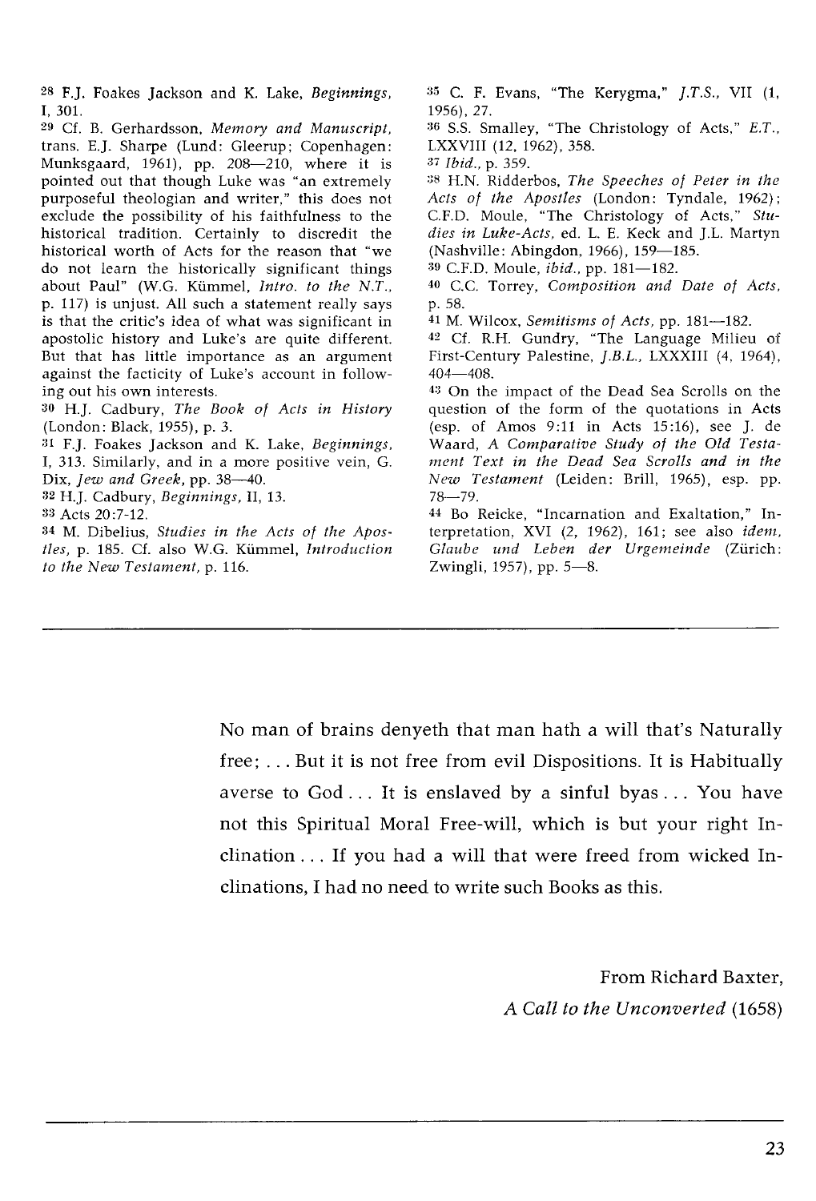[28] F.J. Foakes Jackson and K. Lake, *Beginnings*, I, 301.

[29] Cf. B. Gerhardsson, *Memory and Manuscript*, trans. E.J. Sharpe (Lund: Gleerup; Copenhagen: Munksgaard, 1961), pp. 208—210, where it is pointed out that though Luke was "an extremely purposeful theologian and writer," this does not exclude the possibility of his faithfulness to the historical tradition. Certainly to discredit the historical worth of Acts for the reason that "we do not learn the historically significant things about Paul" (W.G. Kümmel, *Intro. to the N.T.*, p. 117) is unjust. All such a statement really says is that the critic's idea of what was significant in apostolic history and Luke's are quite different. But that has little importance as an argument against the facticity of Luke's account in following out his own interests.

[30] H.J. Cadbury, *The Book of Acts in History* (London: Black, 1955), p. 3.

[31] F.J. Foakes Jackson and K. Lake, *Beginnings*, I, 313. Similarly, and in a more positive vein, G. Dix, *Jew and Greek*, pp. 38—40.

[32] H.J. Cadbury, *Beginnings*, II, 13.

[33] Acts 20:7-12.

[34] M. Dibelius, *Studies in the Acts of the Apostles*, p. 185. Cf. also W.G. Kümmel, *Introduction to the New Testament*, p. 116.

[35] C. F. Evans, "The Kerygma," *J.T.S.*, VII (1, 1956), 27.

[36] S.S. Smalley, "The Christology of Acts," *E.T.*, LXXVIII (12, 1962), 358.

[37] *Ibid.*, p. 359.

[38] H.N. Ridderbos, *The Speeches of Peter in the Acts of the Apostles* (London: Tyndale, 1962); C.F.D. Moule, "The Christology of Acts," *Studies in Luke-Acts*, ed. L. E. Keck and J.L. Martyn (Nashville: Abingdon, 1966), 159—185.

[39] C.F.D. Moule, *ibid.*, pp. 181—182.

[40] C.C. Torrey, *Composition and Date of Acts*, p. 58.

[41] M. Wilcox, *Semitisms of Acts*, pp. 181—182.

[42] Cf. R.H. Gundry, "The Language Milieu of First-Century Palestine, *J.B.L.*, LXXXIII (4, 1964), 404—408.

[43] On the impact of the Dead Sea Scrolls on the question of the form of the quotations in Acts (esp. of Amos 9:11 in Acts 15:16), see J. de Waard, *A Comparative Study of the Old Testament Text in the Dead Sea Scrolls and in the New Testament* (Leiden: Brill, 1965), esp. pp. 78—79.

[44] Bo Reicke, "Incarnation and Exaltation," Interpretation, XVI (2, 1962), 161; see also *idem*, *Glaube und Leben der Urgemeinde* (Zürich: Zwingli, 1957), pp. 5—8.

---

No man of brains denyeth that man hath a will that's Naturally free; . . . But it is not free from evil Dispositions. It is Habitually averse to God . . . It is enslaved by a sinful byas . . . You have not this Spiritual Moral Free-will, which is but your right Inclination . . . If you had a will that were freed from wicked Inclinations, I had no need to write such Books as this.

From Richard Baxter,
*A Call to the Unconverted* (1658)